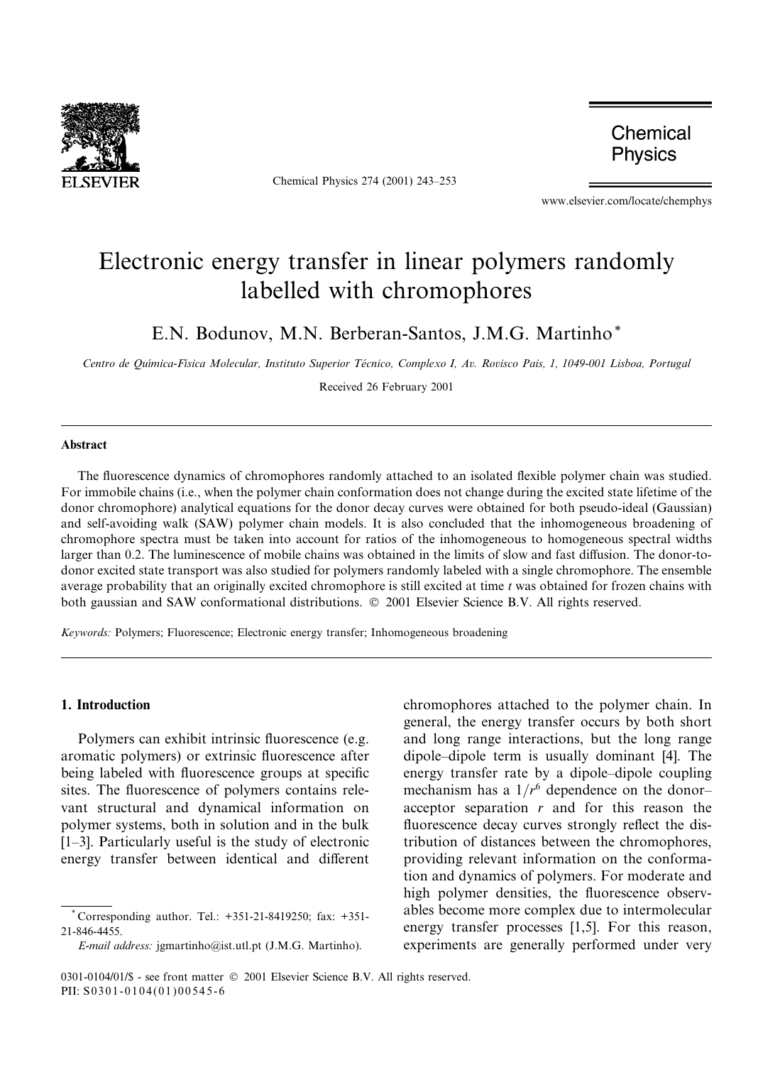# Electronic energy transfer in linear polymers randomly labelled with chromophores

E.N. Bodunov, M.N. Berberan-Santos, J.M.G. Martinho *

*Centro de Química-Física Molecular, Instituto Superior Técnico, Complexo I, Av. Rovisco Pais, 1, 1049-001 Lisboa, Portugal*

Received 26 February 2001

## Abstract

The fluorescence dynamics of chromophores randomly attached to an isolated flexible polymer chain was studied. For immobile chains (i.e., when the polymer chain conformation does not change during the excited state lifetime of the donor chromophore) analytical equations for the donor decay curves were obtained for both pseudo-ideal (Gaussian) and self-avoiding walk (SAW) polymer chain models. It is also concluded that the inhomogeneous broadening of chromophore spectra must be taken into account for ratios of the inhomogeneous to homogeneous spectral widths larger than 0.2. The luminescence of mobile chains was obtained in the limits of slow and fast diffusion. The donor-to-donor excited state transport was also studied for polymers randomly labeled with a single chromophore. The ensemble average probability that an originally excited chromophore is still excited at time $t$ was obtained for frozen chains with both gaussian and SAW conformational distributions. © 2001 Elsevier Science B.V. All rights reserved.

*Keywords:* Polymers; Fluorescence; Electronic energy transfer; Inhomogeneous broadening

## 1. Introduction

Polymers can exhibit intrinsic fluorescence (e.g. aromatic polymers) or extrinsic fluorescence after being labeled with fluorescence groups at specific sites. The fluorescence of polymers contains relevant structural and dynamical information on polymer systems, both in solution and in the bulk [1–3]. Particularly useful is the study of electronic energy transfer between identical and different chromophores attached to the polymer chain. In general, the energy transfer occurs by both short and long range interactions, but the long range dipole–dipole term is usually dominant [4]. The energy transfer rate by a dipole–dipole coupling mechanism has a $1/r^6$ dependence on the donor–acceptor separation $r$ and for this reason the fluorescence decay curves strongly reflect the distribution of distances between the chromophores, providing relevant information on the conformation and dynamics of polymers. For moderate and high polymer densities, the fluorescence observables become more complex due to intermolecular energy transfer processes [1,5]. For this reason, experiments are generally performed under very

* Corresponding author. Tel.: +351-21-8419250; fax: +351-21-846-4455.
*E-mail address:* jgmartinho@ist.utl.pt (J.M.G. Martinho).

0301-0104/01/$ - see front matter © 2001 Elsevier Science B.V. All rights reserved.
PII: S0301-0104(01)00545-6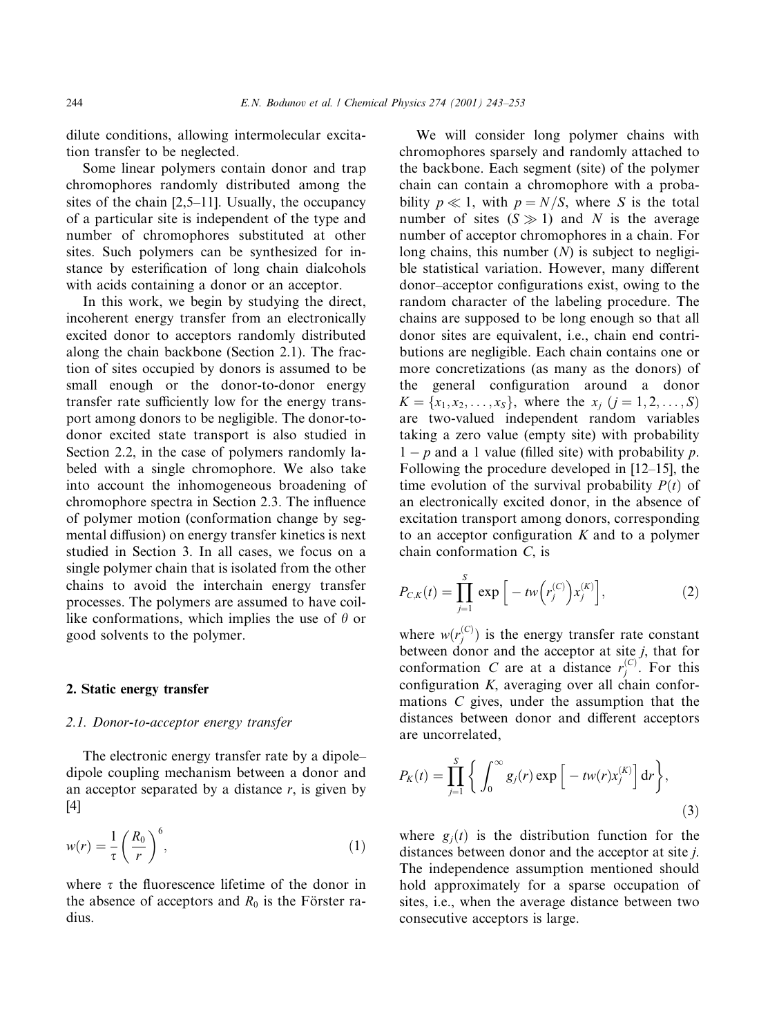dilute conditions, allowing intermolecular excitation transfer to be neglected.

Some linear polymers contain donor and trap chromophores randomly distributed among the sites of the chain [2,5–11]. Usually, the occupancy of a particular site is independent of the type and number of chromophores substituted at other sites. Such polymers can be synthesized for instance by esterification of long chain dialcohols with acids containing a donor or an acceptor.

In this work, we begin by studying the direct, incoherent energy transfer from an electronically excited donor to acceptors randomly distributed along the chain backbone (Section 2.1). The fraction of sites occupied by donors is assumed to be small enough or the donor-to-donor energy transfer rate sufficiently low for the energy transport among donors to be negligible. The donor-to-donor excited state transport is also studied in Section 2.2, in the case of polymers randomly labeled with a single chromophore. We also take into account the inhomogeneous broadening of chromophore spectra in Section 2.3. The influence of polymer motion (conformation change by segmental diffusion) on energy transfer kinetics is next studied in Section 3. In all cases, we focus on a single polymer chain that is isolated from the other chains to avoid the interchain energy transfer processes. The polymers are assumed to have coil-like conformations, which implies the use of $\theta$ or good solvents to the polymer.

## 2. Static energy transfer

### 2.1. Donor-to-acceptor energy transfer

The electronic energy transfer rate by a dipole–dipole coupling mechanism between a donor and an acceptor separated by a distance $r$, is given by [4]

$$w(r) = \frac{1}{\tau}\left(\frac{R_0}{r}\right)^6, \tag{1}$$

where $\tau$ the fluorescence lifetime of the donor in the absence of acceptors and $R_0$ is the Förster radius.

We will consider long polymer chains with chromophores sparsely and randomly attached to the backbone. Each segment (site) of the polymer chain can contain a chromophore with a probability $p \ll 1$, with $p = N/S$, where $S$ is the total number of sites ($S \gg 1$) and $N$ is the average number of acceptor chromophores in a chain. For long chains, this number ($N$) is subject to negligible statistical variation. However, many different donor–acceptor configurations exist, owing to the random character of the labeling procedure. The chains are supposed to be long enough so that all donor sites are equivalent, i.e., chain end contributions are negligible. Each chain contains one or more concretizations (as many as the donors) of the general configuration around a donor $K = \{x_1, x_2, \ldots, x_S\}$, where the $x_j$ ($j = 1, 2, \ldots, S$) are two-valued independent random variables taking a zero value (empty site) with probability $1 - p$ and a 1 value (filled site) with probability $p$. Following the procedure developed in [12–15], the time evolution of the survival probability $P(t)$ of an electronically excited donor, in the absence of excitation transport among donors, corresponding to an acceptor configuration $K$ and to a polymer chain conformation $C$, is

$$P_{C,K}(t) = \prod_{j=1}^{S} \exp\left[-tw\left(r_j^{(C)}\right)x_j^{(K)}\right], \tag{2}$$

where $w(r_j^{(C)})$ is the energy transfer rate constant between donor and the acceptor at site $j$, that for conformation $C$ are at a distance $r_j^{(C)}$. For this configuration $K$, averaging over all chain conformations $C$ gives, under the assumption that the distances between donor and different acceptors are uncorrelated,

$$P_K(t) = \prod_{j=1}^{S} \left\{ \int_0^\infty g_j(r) \exp\left[-tw(r)x_j^{(K)}\right] \mathrm{d}r \right\}, \tag{3}$$

where $g_j(t)$ is the distribution function for the distances between donor and the acceptor at site $j$. The independence assumption mentioned should hold approximately for a sparse occupation of sites, i.e., when the average distance between two consecutive acceptors is large.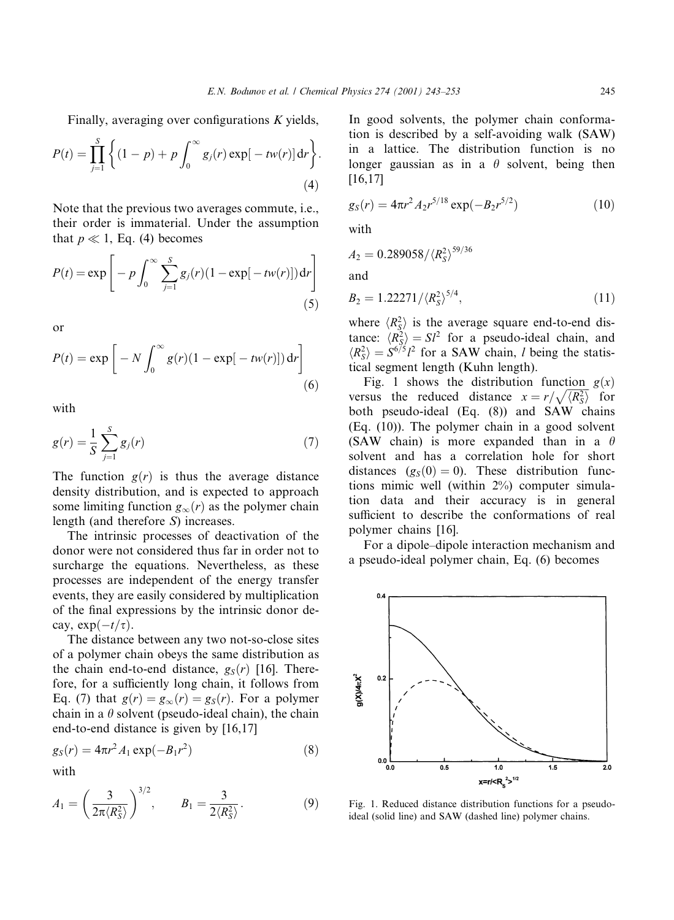Finally, averaging over configurations $K$ yields,

$$P(t) = \prod_{j=1}^{S} \left\{ (1-p) + p \int_0^\infty g_j(r) \exp[-tw(r)]\,\mathrm{d}r \right\}. \tag{4}$$

Note that the previous two averages commute, i.e., their order is immaterial. Under the assumption that $p \ll 1$, Eq. (4) becomes

$$P(t) = \exp\left[ -p \int_0^\infty \sum_{j=1}^{S} g_j(r)(1-\exp[-tw(r)])\,\mathrm{d}r \right] \tag{5}$$

or

$$P(t) = \exp\left[ -N \int_0^\infty g(r)(1-\exp[-tw(r)])\,\mathrm{d}r \right] \tag{6}$$

with

$$g(r) = \frac{1}{S} \sum_{j=1}^{S} g_j(r) \tag{7}$$

The function $g(r)$ is thus the average distance density distribution, and is expected to approach some limiting function $g_\infty(r)$ as the polymer chain length (and therefore $S$) increases.

The intrinsic processes of deactivation of the donor were not considered thus far in order not to surcharge the equations. Nevertheless, as these processes are independent of the energy transfer events, they are easily considered by multiplication of the final expressions by the intrinsic donor decay, $\exp(-t/\tau)$.

The distance between any two not-so-close sites of a polymer chain obeys the same distribution as the chain end-to-end distance, $g_S(r)$ [16]. Therefore, for a sufficiently long chain, it follows from Eq. (7) that $g(r) = g_\infty(r) = g_S(r)$. For a polymer chain in a $\theta$ solvent (pseudo-ideal chain), the chain end-to-end distance is given by [16,17]

$$g_S(r) = 4\pi r^2 A_1 \exp(-B_1 r^2) \tag{8}$$

with

$$A_1 = \left( \frac{3}{2\pi \langle R_S^2 \rangle} \right)^{3/2}, \qquad B_1 = \frac{3}{2\langle R_S^2 \rangle}. \tag{9}$$

In good solvents, the polymer chain conformation is described by a self-avoiding walk (SAW) in a lattice. The distribution function is no longer gaussian as in a $\theta$ solvent, being then [16,17]

$$g_S(r) = 4\pi r^2 A_2 r^{5/18} \exp(-B_2 r^{5/2}) \tag{10}$$

with

$$A_2 = 0.289058/\langle R_S^2 \rangle^{59/36}$$

and

$$B_2 = 1.22271/\langle R_S^2 \rangle^{5/4}, \tag{11}$$

where $\langle R_S^2 \rangle$ is the average square end-to-end distance: $\langle R_S^2 \rangle = Sl^2$ for a pseudo-ideal chain, and $\langle R_S^2 \rangle = S^{6/5} l^2$ for a SAW chain, $l$ being the statistical segment length (Kuhn length).

Fig. 1 shows the distribution function $g(x)$ versus the reduced distance $x = r/\sqrt{\langle R_S^2 \rangle}$ for both pseudo-ideal (Eq. (8)) and SAW chains (Eq. (10)). The polymer chain in a good solvent (SAW chain) is more expanded than in a $\theta$ solvent and has a correlation hole for short distances ($g_S(0) = 0$). These distribution functions mimic well (within 2%) computer simulation data and their accuracy is in general sufficient to describe the conformations of real polymer chains [16].

For a dipole–dipole interaction mechanism and a pseudo-ideal polymer chain, Eq. (6) becomes

Fig. 1. Reduced distance distribution functions for a pseudo-ideal (solid line) and SAW (dashed line) polymer chains.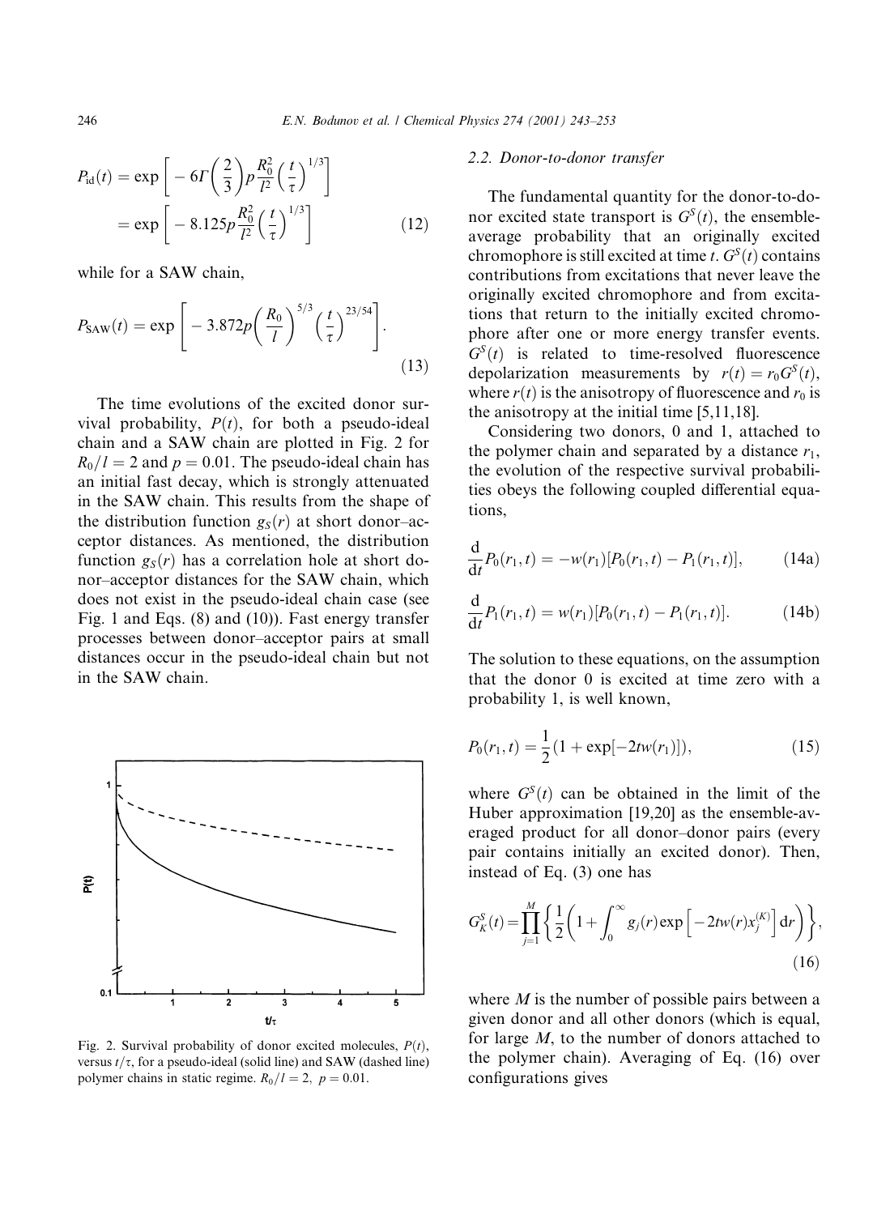$$P_{\mathrm{id}}(t) = \exp\left[-6\Gamma\left(\frac{2}{3}\right)p\frac{R_0^2}{l^2}\left(\frac{t}{\tau}\right)^{1/3}\right] = \exp\left[-8.125p\frac{R_0^2}{l^2}\left(\frac{t}{\tau}\right)^{1/3}\right] \tag{12}$$

while for a SAW chain,

$$P_{\mathrm{SAW}}(t) = \exp\left[-3.872p\left(\frac{R_0}{l}\right)^{5/3}\left(\frac{t}{\tau}\right)^{23/54}\right]. \tag{13}$$

The time evolutions of the excited donor survival probability, $P(t)$, for both a pseudo-ideal chain and a SAW chain are plotted in Fig. 2 for $R_0/l = 2$ and $p = 0.01$. The pseudo-ideal chain has an initial fast decay, which is strongly attenuated in the SAW chain. This results from the shape of the distribution function $g_S(r)$ at short donor–acceptor distances. As mentioned, the distribution function $g_S(r)$ has a correlation hole at short donor–acceptor distances for the SAW chain, which does not exist in the pseudo-ideal chain case (see Fig. 1 and Eqs. (8) and (10)). Fast energy transfer processes between donor–acceptor pairs at small distances occur in the pseudo-ideal chain but not in the SAW chain.

Fig. 2. Survival probability of donor excited molecules, $P(t)$, versus $t/\tau$, for a pseudo-ideal (solid line) and SAW (dashed line) polymer chains in static regime. $R_0/l = 2$, $p = 0.01$.

### 2.2. Donor-to-donor transfer

The fundamental quantity for the donor-to-donor excited state transport is $G^S(t)$, the ensemble-average probability that an originally excited chromophore is still excited at time $t$. $G^S(t)$ contains contributions from excitations that never leave the originally excited chromophore and from excitations that return to the initially excited chromophore after one or more energy transfer events. $G^S(t)$ is related to time-resolved fluorescence depolarization measurements by $r(t) = r_0 G^S(t)$, where $r(t)$ is the anisotropy of fluorescence and $r_0$ is the anisotropy at the initial time [5,11,18].

Considering two donors, 0 and 1, attached to the polymer chain and separated by a distance $r_1$, the evolution of the respective survival probabilities obeys the following coupled differential equations,

$$\frac{\mathrm{d}}{\mathrm{d}t}P_0(r_1,t) = -w(r_1)[P_0(r_1,t) - P_1(r_1,t)], \tag{14a}$$

$$\frac{\mathrm{d}}{\mathrm{d}t}P_1(r_1,t) = w(r_1)[P_0(r_1,t) - P_1(r_1,t)]. \tag{14b}$$

The solution to these equations, on the assumption that the donor 0 is excited at time zero with a probability 1, is well known,

$$P_0(r_1,t) = \frac{1}{2}(1 + \exp[-2tw(r_1)]), \tag{15}$$

where $G^S(t)$ can be obtained in the limit of the Huber approximation [19,20] as the ensemble-averaged product for all donor–donor pairs (every pair contains initially an excited donor). Then, instead of Eq. (3) one has

$$G_K^S(t) = \prod_{j=1}^{M}\left\{\frac{1}{2}\left(1 + \int_0^\infty g_j(r)\exp\left[-2tw(r)x_j^{(K)}\right]\mathrm{d}r\right)\right\}, \tag{16}$$

where $M$ is the number of possible pairs between a given donor and all other donors (which is equal, for large $M$, to the number of donors attached to the polymer chain). Averaging of Eq. (16) over configurations gives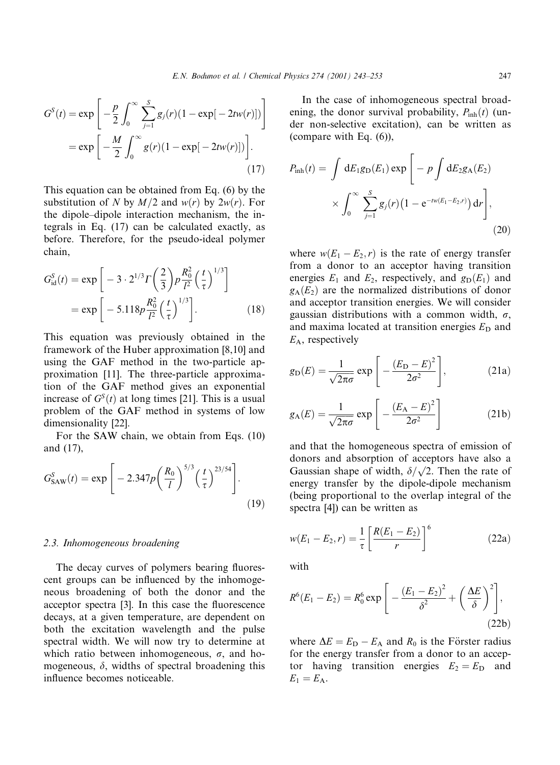$$G^S(t) = \exp\left[-\frac{p}{2}\int_0^\infty \sum_{j=1}^{S} g_j(r)(1-\exp[-2tw(r)])\right] = \exp\left[-\frac{M}{2}\int_0^\infty g(r)(1-\exp[-2tw(r)])\right]. \tag{17}$$

This equation can be obtained from Eq. (6) by the substitution of $N$ by $M/2$ and $w(r)$ by $2w(r)$. For the dipole–dipole interaction mechanism, the integrals in Eq. (17) can be calculated exactly, as before. Therefore, for the pseudo-ideal polymer chain,

$$G^S_{\mathrm{id}}(t) = \exp\left[-3\cdot 2^{1/3}\Gamma\left(\frac{2}{3}\right)p\frac{R_0^2}{l^2}\left(\frac{t}{\tau}\right)^{1/3}\right] = \exp\left[-5.118p\frac{R_0^2}{l^2}\left(\frac{t}{\tau}\right)^{1/3}\right]. \tag{18}$$

This equation was previously obtained in the framework of the Huber approximation [8,10] and using the GAF method in the two-particle approximation [11]. The three-particle approximation of the GAF method gives an exponential increase of $G^S(t)$ at long times [21]. This is a usual problem of the GAF method in systems of low dimensionality [22].

For the SAW chain, we obtain from Eqs. (10) and (17),

$$G^S_{\mathrm{SAW}}(t) = \exp\left[-2.347p\left(\frac{R_0}{l}\right)^{5/3}\left(\frac{t}{\tau}\right)^{23/54}\right]. \tag{19}$$

### 2.3. Inhomogeneous broadening

The decay curves of polymers bearing fluorescent groups can be influenced by the inhomogeneous broadening of both the donor and the acceptor spectra [3]. In this case the fluorescence decays, at a given temperature, are dependent on both the excitation wavelength and the pulse spectral width. We will now try to determine at which ratio between inhomogeneous, $\sigma$, and homogeneous, $\delta$, widths of spectral broadening this influence becomes noticeable.

In the case of inhomogeneous spectral broadening, the donor survival probability, $P_{\mathrm{inh}}(t)$ (under non-selective excitation), can be written as (compare with Eq. (6)),

$$P_{\mathrm{inh}}(t) = \int \mathrm{d}E_1 g_{\mathrm{D}}(E_1)\exp\left[-p\int \mathrm{d}E_2 g_{\mathrm{A}}(E_2) \times \int_0^\infty \sum_{j=1}^{S} g_j(r)\left(1-\mathrm{e}^{-tw(E_1-E_2,r)}\right)\mathrm{d}r\right], \tag{20}$$

where $w(E_1-E_2,r)$ is the rate of energy transfer from a donor to an acceptor having transition energies $E_1$ and $E_2$, respectively, and $g_{\mathrm{D}}(E_1)$ and $g_{\mathrm{A}}(E_2)$ are the normalized distributions of donor and acceptor transition energies. We will consider gaussian distributions with a common width, $\sigma$, and maxima located at transition energies $E_{\mathrm{D}}$ and $E_{\mathrm{A}}$, respectively

$$g_{\mathrm{D}}(E) = \frac{1}{\sqrt{2\pi}\sigma}\exp\left[-\frac{(E_{\mathrm{D}}-E)^2}{2\sigma^2}\right], \tag{21a}$$

$$g_{\mathrm{A}}(E) = \frac{1}{\sqrt{2\pi}\sigma}\exp\left[-\frac{(E_{\mathrm{A}}-E)^2}{2\sigma^2}\right] \tag{21b}$$

and that the homogeneous spectra of emission of donors and absorption of acceptors have also a Gaussian shape of width, $\delta/\sqrt{2}$. Then the rate of energy transfer by the dipole-dipole mechanism (being proportional to the overlap integral of the spectra [4]) can be written as

$$w(E_1-E_2,r) = \frac{1}{\tau}\left[\frac{R(E_1-E_2)}{r}\right]^6 \tag{22a}$$

with

$$R^6(E_1-E_2) = R_0^6\exp\left[-\frac{(E_1-E_2)^2}{\delta^2}+\left(\frac{\Delta E}{\delta}\right)^2\right], \tag{22b}$$

where $\Delta E = E_{\mathrm{D}} - E_{\mathrm{A}}$ and $R_0$ is the Förster radius for the energy transfer from a donor to an acceptor having transition energies $E_2 = E_{\mathrm{D}}$ and $E_1 = E_{\mathrm{A}}$.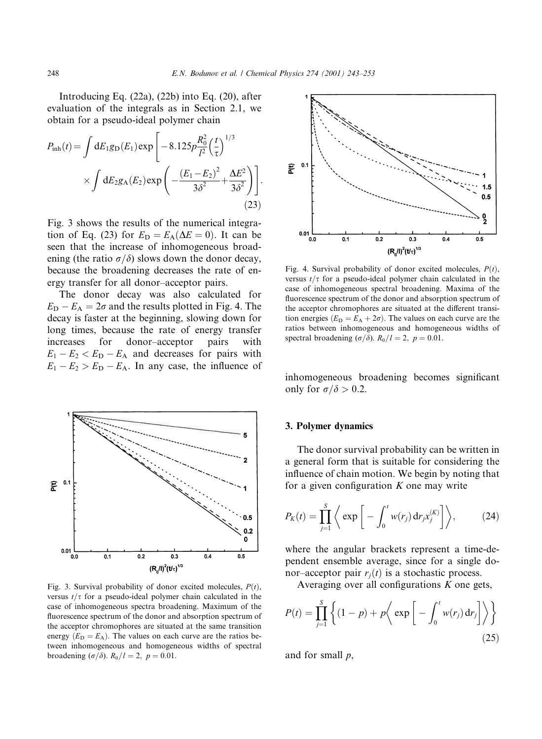Introducing Eq. (22a), (22b) into Eq. (20), after evaluation of the integrals as in Section 2.1, we obtain for a pseudo-ideal polymer chain

$$P_{\text{inh}}(t) = \int \mathrm{d}E_1 g_{\mathrm{D}}(E_1) \exp\left[ -8.125 p \frac{R_0^2}{l^2} \left(\frac{t}{\tau}\right)^{1/3} \times \int \mathrm{d}E_2 g_{\mathrm{A}}(E_2) \exp\left( -\frac{(E_1 - E_2)^2}{3\delta^2} + \frac{\Delta E^2}{3\delta^2} \right) \right]. \tag{23}$$

Fig. 3 shows the results of the numerical integration of Eq. (23) for $E_{\mathrm{D}} = E_{\mathrm{A}} (\Delta E = 0)$. It can be seen that the increase of inhomogeneous broadening (the ratio $\sigma/\delta$) slows down the donor decay, because the broadening decreases the rate of energy transfer for all donor–acceptor pairs.

The donor decay was also calculated for $E_{\mathrm{D}} - E_{\mathrm{A}} = 2\sigma$ and the results plotted in Fig. 4. The decay is faster at the beginning, slowing down for long times, because the rate of energy transfer increases for donor–acceptor pairs with $E_1 - E_2 < E_{\mathrm{D}} - E_{\mathrm{A}}$ and decreases for pairs with $E_1 - E_2 > E_{\mathrm{D}} - E_{\mathrm{A}}$. In any case, the influence of inhomogeneous broadening becomes significant only for $\sigma/\delta > 0.2$.

Fig. 3. Survival probability of donor excited molecules, $P(t)$, versus $t/\tau$ for a pseudo-ideal polymer chain calculated in the case of inhomogeneous spectra broadening. Maximum of the fluorescence spectrum of the donor and absorption spectrum of the acceptor chromophores are situated at the same transition energy ($E_{\mathrm{D}} = E_{\mathrm{A}}$). The values on each curve are the ratios between inhomogeneous and homogeneous widths of spectral broadening ($\sigma/\delta$). $R_0/l = 2$, $p = 0.01$.

Fig. 4. Survival probability of donor excited molecules, $P(t)$, versus $t/\tau$ for a pseudo-ideal polymer chain calculated in the case of inhomogeneous spectral broadening. Maxima of the fluorescence spectrum of the donor and absorption spectrum of the acceptor chromophores are situated at the different transition energies ($E_{\mathrm{D}} = E_{\mathrm{A}} + 2\sigma$). The values on each curve are the ratios between inhomogeneous and homogeneous widths of spectral broadening ($\sigma/\delta$). $R_0/l = 2$, $p = 0.01$.

## 3. Polymer dynamics

The donor survival probability can be written in a general form that is suitable for considering the influence of chain motion. We begin by noting that for a given configuration $K$ one may write

$$P_K(t) = \prod_{j=1}^{S} \left\langle \exp\left[ -\int_0^t w(r_j)\,\mathrm{d}r_j x_j^{(K)} \right] \right\rangle, \tag{24}$$

where the angular brackets represent a time-dependent ensemble average, since for a single donor–acceptor pair $r_j(t)$ is a stochastic process.

Averaging over all configurations $K$ one gets,

$$P(t) = \prod_{j=1}^{S} \left\{ (1-p) + p \left\langle \exp\left[ -\int_0^t w(r_j)\,\mathrm{d}r_j \right] \right\rangle \right\} \tag{25}$$

and for small $p$,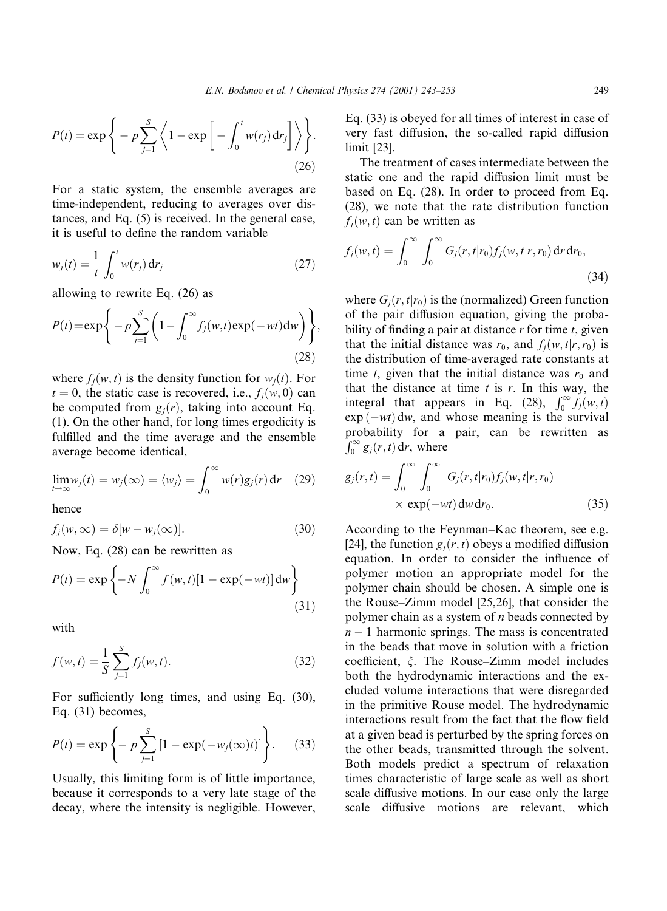$$P(t) = \exp\left\{ -p \sum_{j=1}^{S} \left\langle 1 - \exp\left[ -\int_0^t w(r_j)\,\mathrm{d}r_j \right] \right\rangle \right\}. \tag{26}$$

For a static system, the ensemble averages are time-independent, reducing to averages over distances, and Eq. (5) is received. In the general case, it is useful to define the random variable

$$w_j(t) = \frac{1}{t} \int_0^t w(r_j)\,\mathrm{d}r_j \tag{27}$$

allowing to rewrite Eq. (26) as

$$P(t) = \exp\left\{ -p \sum_{j=1}^{S} \left( 1 - \int_0^\infty f_j(w,t) \exp(-wt)\,\mathrm{d}w \right) \right\}, \tag{28}$$

where $f_j(w,t)$ is the density function for $w_j(t)$. For $t = 0$, the static case is recovered, i.e., $f_j(w,0)$ can be computed from $g_j(r)$, taking into account Eq. (1). On the other hand, for long times ergodicity is fulfilled and the time average and the ensemble average become identical,

$$\lim_{t\to\infty} w_j(t) = w_j(\infty) = \langle w_j \rangle = \int_0^\infty w(r) g_j(r)\,\mathrm{d}r \tag{29}$$

hence

$$f_j(w,\infty) = \delta[w - w_j(\infty)]. \tag{30}$$

Now, Eq. (28) can be rewritten as

$$P(t) = \exp\left\{ -N \int_0^\infty f(w,t)[1 - \exp(-wt)]\,\mathrm{d}w \right\} \tag{31}$$

with

$$f(w,t) = \frac{1}{S} \sum_{j=1}^{S} f_j(w,t). \tag{32}$$

For sufficiently long times, and using Eq. (30), Eq. (31) becomes,

$$P(t) = \exp\left\{ -p \sum_{j=1}^{S} [1 - \exp(-w_j(\infty)t)] \right\}. \tag{33}$$

Usually, this limiting form is of little importance, because it corresponds to a very late stage of the decay, where the intensity is negligible. However, Eq. (33) is obeyed for all times of interest in case of very fast diffusion, the so-called rapid diffusion limit [23].

The treatment of cases intermediate between the static one and the rapid diffusion limit must be based on Eq. (28). In order to proceed from Eq. (28), we note that the rate distribution function $f_j(w,t)$ can be written as

$$f_j(w,t) = \int_0^\infty \int_0^\infty G_j(r,t|r_0) f_j(w,t|r,r_0)\,\mathrm{d}r\,\mathrm{d}r_0, \tag{34}$$

where $G_j(r,t|r_0)$ is the (normalized) Green function of the pair diffusion equation, giving the probability of finding a pair at distance $r$ for time $t$, given that the initial distance was $r_0$, and $f_j(w,t|r,r_0)$ is the distribution of time-averaged rate constants at time $t$, given that the initial distance was $r_0$ and that the distance at time $t$ is $r$. In this way, the integral that appears in Eq. (28), $\int_0^\infty f_j(w,t) \exp(-wt)\,\mathrm{d}w$, and whose meaning is the survival probability for a pair, can be rewritten as $\int_0^\infty g_j(r,t)\,\mathrm{d}r$, where

$$g_j(r,t) = \int_0^\infty \int_0^\infty G_j(r,t|r_0) f_j(w,t|r,r_0) \times \exp(-wt)\,\mathrm{d}w\,\mathrm{d}r_0. \tag{35}$$

According to the Feynman–Kac theorem, see e.g. [24], the function $g_j(r,t)$ obeys a modified diffusion equation. In order to consider the influence of polymer motion an appropriate model for the polymer chain should be chosen. A simple one is the Rouse–Zimm model [25,26], that consider the polymer chain as a system of $n$ beads connected by $n-1$ harmonic springs. The mass is concentrated in the beads that move in solution with a friction coefficient, $\xi$. The Rouse–Zimm model includes both the hydrodynamic interactions and the excluded volume interactions that were disregarded in the primitive Rouse model. The hydrodynamic interactions result from the fact that the flow field at a given bead is perturbed by the spring forces on the other beads, transmitted through the solvent. Both models predict a spectrum of relaxation times characteristic of large scale as well as short scale diffusive motions. In our case only the large scale diffusive motions are relevant, which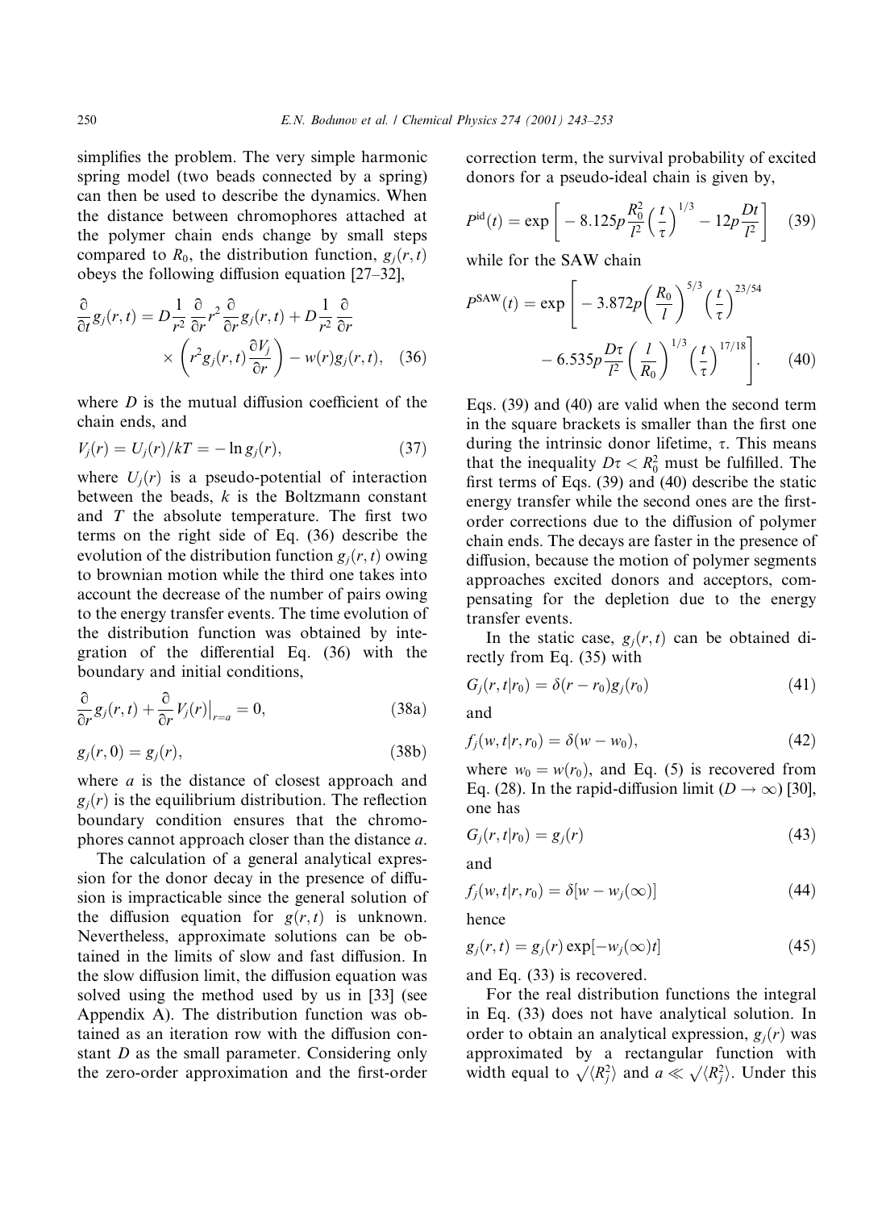simplifies the problem. The very simple harmonic spring model (two beads connected by a spring) can then be used to describe the dynamics. When the distance between chromophores attached at the polymer chain ends change by small steps compared to $R_0$, the distribution function, $g_j(r,t)$ obeys the following diffusion equation [27–32],

$$\frac{\partial}{\partial t} g_j(r,t) = D\frac{1}{r^2}\frac{\partial}{\partial r} r^2 \frac{\partial}{\partial r} g_j(r,t) + D\frac{1}{r^2}\frac{\partial}{\partial r} \times \left( r^2 g_j(r,t) \frac{\partial V_j}{\partial r} \right) - w(r) g_j(r,t), \quad (36)$$

where $D$ is the mutual diffusion coefficient of the chain ends, and

$$V_j(r) = U_j(r)/kT = -\ln g_j(r), \quad (37)$$

where $U_j(r)$ is a pseudo-potential of interaction between the beads, $k$ is the Boltzmann constant and $T$ the absolute temperature. The first two terms on the right side of Eq. (36) describe the evolution of the distribution function $g_j(r,t)$ owing to brownian motion while the third one takes into account the decrease of the number of pairs owing to the energy transfer events. The time evolution of the distribution function was obtained by integration of the differential Eq. (36) with the boundary and initial conditions,

$$\frac{\partial}{\partial r} g_j(r,t) + \frac{\partial}{\partial r} V_j(r)\Big|_{r=a} = 0, \quad (38a)$$

$$g_j(r,0) = g_j(r), \quad (38b)$$

where $a$ is the distance of closest approach and $g_j(r)$ is the equilibrium distribution. The reflection boundary condition ensures that the chromophores cannot approach closer than the distance $a$.

The calculation of a general analytical expression for the donor decay in the presence of diffusion is impracticable since the general solution of the diffusion equation for $g(r,t)$ is unknown. Nevertheless, approximate solutions can be obtained in the limits of slow and fast diffusion. In the slow diffusion limit, the diffusion equation was solved using the method used by us in [33] (see Appendix A). The distribution function was obtained as an iteration row with the diffusion constant $D$ as the small parameter. Considering only the zero-order approximation and the first-order correction term, the survival probability of excited donors for a pseudo-ideal chain is given by,

$$P^{\mathrm{id}}(t) = \exp\left[ -8.125p\frac{R_0^2}{l^2}\left(\frac{t}{\tau}\right)^{1/3} - 12p\frac{Dt}{l^2} \right] \quad (39)$$

while for the SAW chain

$$P^{\mathrm{SAW}}(t) = \exp\left[ -3.872p\left(\frac{R_0}{l}\right)^{5/3}\left(\frac{t}{\tau}\right)^{23/54} - 6.535p\frac{D\tau}{l^2}\left(\frac{l}{R_0}\right)^{1/3}\left(\frac{t}{\tau}\right)^{17/18} \right]. \quad (40)$$

Eqs. (39) and (40) are valid when the second term in the square brackets is smaller than the first one during the intrinsic donor lifetime, $\tau$. This means that the inequality $D\tau < R_0^2$ must be fulfilled. The first terms of Eqs. (39) and (40) describe the static energy transfer while the second ones are the first-order corrections due to the diffusion of polymer chain ends. The decays are faster in the presence of diffusion, because the motion of polymer segments approaches excited donors and acceptors, compensating for the depletion due to the energy transfer events.

In the static case, $g_j(r,t)$ can be obtained directly from Eq. (35) with

$$G_j(r,t|r_0) = \delta(r - r_0) g_j(r_0) \quad (41)$$

and

$$f_j(w,t|r,r_0) = \delta(w - w_0), \quad (42)$$

where $w_0 = w(r_0)$, and Eq. (5) is recovered from Eq. (28). In the rapid-diffusion limit ($D \to \infty$) [30], one has

$$G_j(r,t|r_0) = g_j(r) \quad (43)$$

and

$$f_j(w,t|r,r_0) = \delta[w - w_j(\infty)] \quad (44)$$

hence

$$g_j(r,t) = g_j(r)\exp[-w_j(\infty)t] \quad (45)$$

and Eq. (33) is recovered.

For the real distribution functions the integral in Eq. (33) does not have analytical solution. In order to obtain an analytical expression, $g_j(r)$ was approximated by a rectangular function with width equal to $\sqrt{\langle R_j^2 \rangle}$ and $a \ll \sqrt{\langle R_j^2 \rangle}$. Under this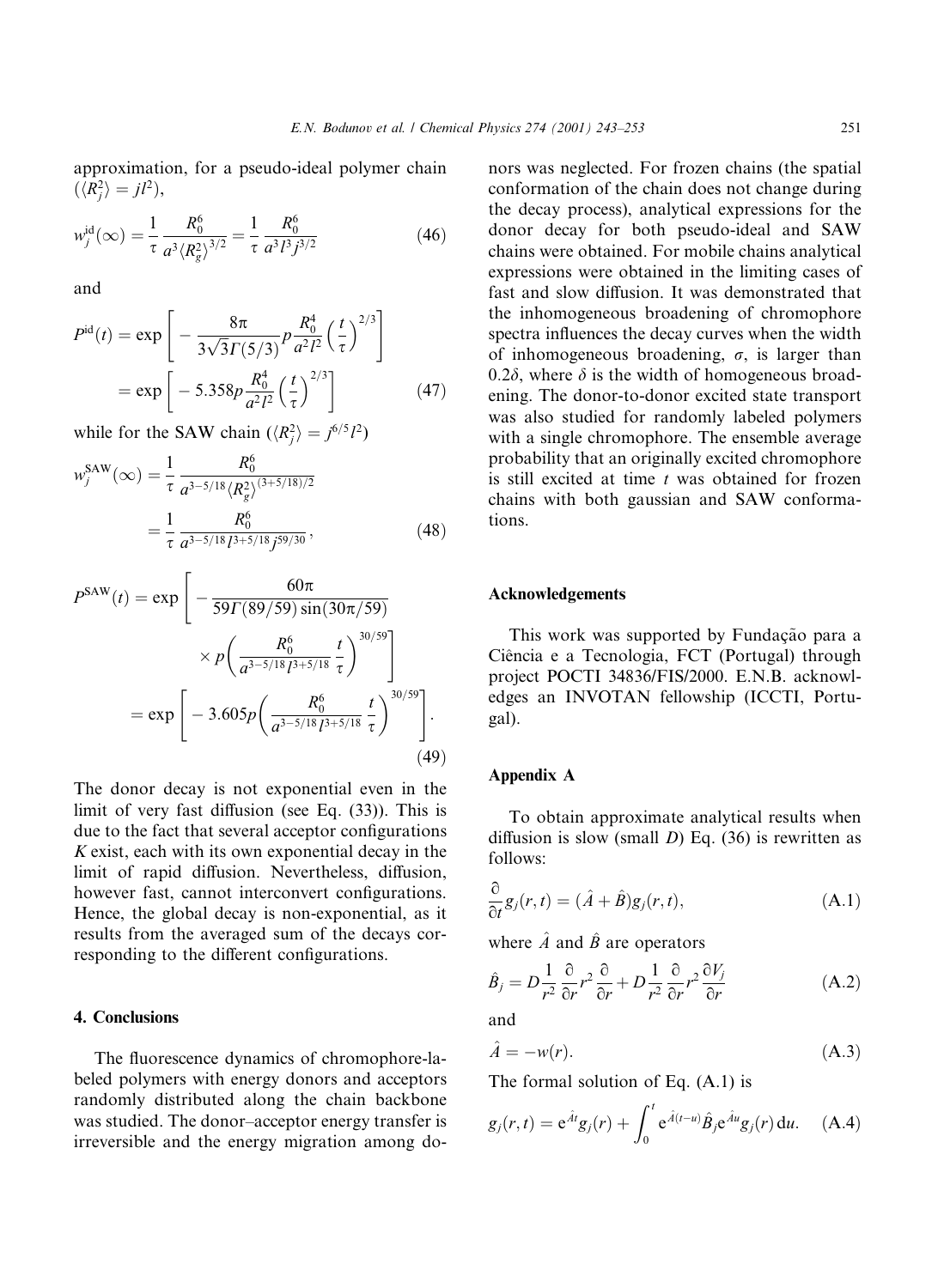approximation, for a pseudo-ideal polymer chain ($\langle R_j^2 \rangle = jl^2$),

$$w_j^{\rm id}(\infty) = \frac{1}{\tau}\frac{R_0^6}{a^3\langle R_g^2\rangle^{3/2}} = \frac{1}{\tau}\frac{R_0^6}{a^3 l^3 j^{3/2}} \tag{46}$$

and

$$P^{\rm id}(t) = \exp\left[-\frac{8\pi}{3\sqrt{3}\Gamma(5/3)}p\frac{R_0^4}{a^2l^2}\left(\frac{t}{\tau}\right)^{2/3}\right] = \exp\left[-5.358p\frac{R_0^4}{a^2l^2}\left(\frac{t}{\tau}\right)^{2/3}\right] \tag{47}$$

while for the SAW chain ($\langle R_j^2 \rangle = j^{6/5}l^2$)

$$w_j^{\rm SAW}(\infty) = \frac{1}{\tau}\frac{R_0^6}{a^{3-5/18}\langle R_g^2\rangle^{(3+5/18)/2}} = \frac{1}{\tau}\frac{R_0^6}{a^{3-5/18}l^{3+5/18}j^{59/30}}, \tag{48}$$

$$P^{\rm SAW}(t) = \exp\left[-\frac{60\pi}{59\Gamma(89/59)\sin(30\pi/59)} \times p\left(\frac{R_0^6}{a^{3-5/18}l^{3+5/18}}\frac{t}{\tau}\right)^{30/59}\right] = \exp\left[-3.605p\left(\frac{R_0^6}{a^{3-5/18}l^{3+5/18}}\frac{t}{\tau}\right)^{30/59}\right]. \tag{49}$$

The donor decay is not exponential even in the limit of very fast diffusion (see Eq. (33)). This is due to the fact that several acceptor configurations $K$ exist, each with its own exponential decay in the limit of rapid diffusion. Nevertheless, diffusion, however fast, cannot interconvert configurations. Hence, the global decay is non-exponential, as it results from the averaged sum of the decays corresponding to the different configurations.

## 4. Conclusions

The fluorescence dynamics of chromophore-labeled polymers with energy donors and acceptors randomly distributed along the chain backbone was studied. The donor–acceptor energy transfer is irreversible and the energy migration among donors was neglected. For frozen chains (the spatial conformation of the chain does not change during the decay process), analytical expressions for the donor decay for both pseudo-ideal and SAW chains were obtained. For mobile chains analytical expressions were obtained in the limiting cases of fast and slow diffusion. It was demonstrated that the inhomogeneous broadening of chromophore spectra influences the decay curves when the width of inhomogeneous broadening, $\sigma$, is larger than $0.2\delta$, where $\delta$ is the width of homogeneous broadening. The donor-to-donor excited state transport was also studied for randomly labeled polymers with a single chromophore. The ensemble average probability that an originally excited chromophore is still excited at time $t$ was obtained for frozen chains with both gaussian and SAW conformations.

## Acknowledgements

This work was supported by Fundação para a Ciência e a Tecnologia, FCT (Portugal) through project POCTI 34836/FIS/2000. E.N.B. acknowledges an INVOTAN fellowship (ICCTI, Portugal).

## Appendix A

To obtain approximate analytical results when diffusion is slow (small $D$) Eq. (36) is rewritten as follows:

$$\frac{\partial}{\partial t}g_j(r,t) = (\hat{A} + \hat{B})g_j(r,t), \tag{A.1}$$

where $\hat{A}$ and $\hat{B}$ are operators

$$\hat{B}_j = D\frac{1}{r^2}\frac{\partial}{\partial r}r^2\frac{\partial}{\partial r} + D\frac{1}{r^2}\frac{\partial}{\partial r}r^2\frac{\partial V_j}{\partial r} \tag{A.2}$$

and

$$\hat{A} = -w(r). \tag{A.3}$$

The formal solution of Eq. (A.1) is

$$g_j(r,t) = {\rm e}^{\hat{A}t}g_j(r) + \int_0^t {\rm e}^{\hat{A}(t-u)}\hat{B}_j{\rm e}^{\hat{A}u}g_j(r)\,{\rm d}u. \tag{A.4}$$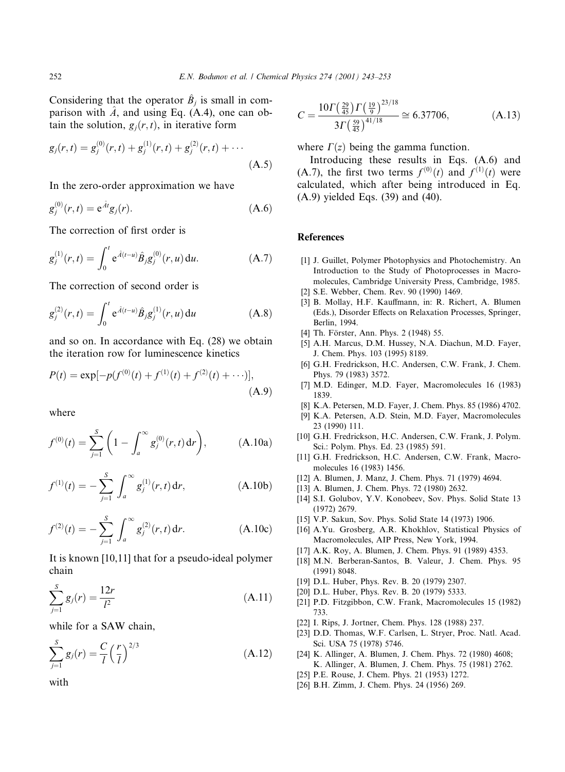Considering that the operator $\hat{B}_j$ is small in comparison with $\hat{A}$, and using Eq. (A.4), one can obtain the solution, $g_j(r,t)$, in iterative form

$$g_j(r,t) = g_j^{(0)}(r,t) + g_j^{(1)}(r,t) + g_j^{(2)}(r,t) + \cdots \tag{A.5}$$

In the zero-order approximation we have

$$g_j^{(0)}(r,t) = e^{\hat{A}t} g_j(r). \tag{A.6}$$

The correction of first order is

$$g_j^{(1)}(r,t) = \int_0^t e^{\hat{A}(t-u)} \hat{B}_j g_j^{(0)}(r,u)\,du. \tag{A.7}$$

The correction of second order is

$$g_j^{(2)}(r,t) = \int_0^t e^{\hat{A}(t-u)} \hat{B}_j g_j^{(1)}(r,u)\,du \tag{A.8}$$

and so on. In accordance with Eq. (28) we obtain the iteration row for luminescence kinetics

$$P(t) = \exp[-p(f^{(0)}(t) + f^{(1)}(t) + f^{(2)}(t) + \cdots)], \tag{A.9}$$

where

$$f^{(0)}(t) = \sum_{j=1}^{S} \left(1 - \int_a^\infty g_j^{(0)}(r,t)\,dr\right), \tag{A.10a}$$

$$f^{(1)}(t) = -\sum_{j=1}^{S} \int_a^\infty g_j^{(1)}(r,t)\,dr, \tag{A.10b}$$

$$f^{(2)}(t) = -\sum_{j=1}^{S} \int_a^\infty g_j^{(2)}(r,t)\,dr. \tag{A.10c}$$

It is known [10,11] that for a pseudo-ideal polymer chain

$$\sum_{j=1}^{S} g_j(r) = \frac{12r}{l^2} \tag{A.11}$$

while for a SAW chain,

$$\sum_{j=1}^{S} g_j(r) = \frac{C}{l}\left(\frac{r}{l}\right)^{2/3} \tag{A.12}$$

with

$$C = \frac{10\Gamma\left(\frac{29}{45}\right)\Gamma\left(\frac{19}{9}\right)^{23/18}}{3\Gamma\left(\frac{59}{45}\right)^{41/18}} \cong 6.37706, \tag{A.13}$$

where $\Gamma(z)$ being the gamma function.

Introducing these results in Eqs. (A.6) and (A.7), the first two terms $f^{(0)}(t)$ and $f^{(1)}(t)$ were calculated, which after being introduced in Eq. (A.9) yielded Eqs. (39) and (40).

## References

[1] J. Guillet, Polymer Photophysics and Photochemistry. An Introduction to the Study of Photoprocesses in Macromolecules, Cambridge University Press, Cambridge, 1985.

[2] S.E. Webber, Chem. Rev. 90 (1990) 1469.

[3] B. Mollay, H.F. Kauffmann, in: R. Richert, A. Blumen (Eds.), Disorder Effects on Relaxation Processes, Springer, Berlin, 1994.

[4] Th. Förster, Ann. Phys. 2 (1948) 55.

[5] A.H. Marcus, D.M. Hussey, N.A. Diachun, M.D. Fayer, J. Chem. Phys. 103 (1995) 8189.

[6] G.H. Fredrickson, H.C. Andersen, C.W. Frank, J. Chem. Phys. 79 (1983) 3572.

[7] M.D. Edinger, M.D. Fayer, Macromolecules 16 (1983) 1839.

[8] K.A. Petersen, M.D. Fayer, J. Chem. Phys. 85 (1986) 4702.

[9] K.A. Petersen, A.D. Stein, M.D. Fayer, Macromolecules 23 (1990) 111.

[10] G.H. Fredrickson, H.C. Andersen, C.W. Frank, J. Polym. Sci.: Polym. Phys. Ed. 23 (1985) 591.

[11] G.H. Fredrickson, H.C. Andersen, C.W. Frank, Macromolecules 16 (1983) 1456.

[12] A. Blumen, J. Manz, J. Chem. Phys. 71 (1979) 4694.

[13] A. Blumen, J. Chem. Phys. 72 (1980) 2632.

[14] S.I. Golubov, Y.V. Konobeev, Sov. Phys. Solid State 13 (1972) 2679.

[15] V.P. Sakun, Sov. Phys. Solid State 14 (1973) 1906.

[16] A.Yu. Grosberg, A.R. Khokhlov, Statistical Physics of Macromolecules, AIP Press, New York, 1994.

[17] A.K. Roy, A. Blumen, J. Chem. Phys. 91 (1989) 4353.

[18] M.N. Berberan-Santos, B. Valeur, J. Chem. Phys. 95 (1991) 8048.

[19] D.L. Huber, Phys. Rev. B. 20 (1979) 2307.

[20] D.L. Huber, Phys. Rev. B. 20 (1979) 5333.

[21] P.D. Fitzgibbon, C.W. Frank, Macromolecules 15 (1982) 733.

[22] I. Rips, J. Jortner, Chem. Phys. 128 (1988) 237.

[23] D.D. Thomas, W.F. Carlsen, L. Stryer, Proc. Natl. Acad. Sci. USA 75 (1978) 5746.

[24] K. Allinger, A. Blumen, J. Chem. Phys. 72 (1980) 4608; K. Allinger, A. Blumen, J. Chem. Phys. 75 (1981) 2762.

[25] P.E. Rouse, J. Chem. Phys. 21 (1953) 1272.

[26] B.H. Zimm, J. Chem. Phys. 24 (1956) 269.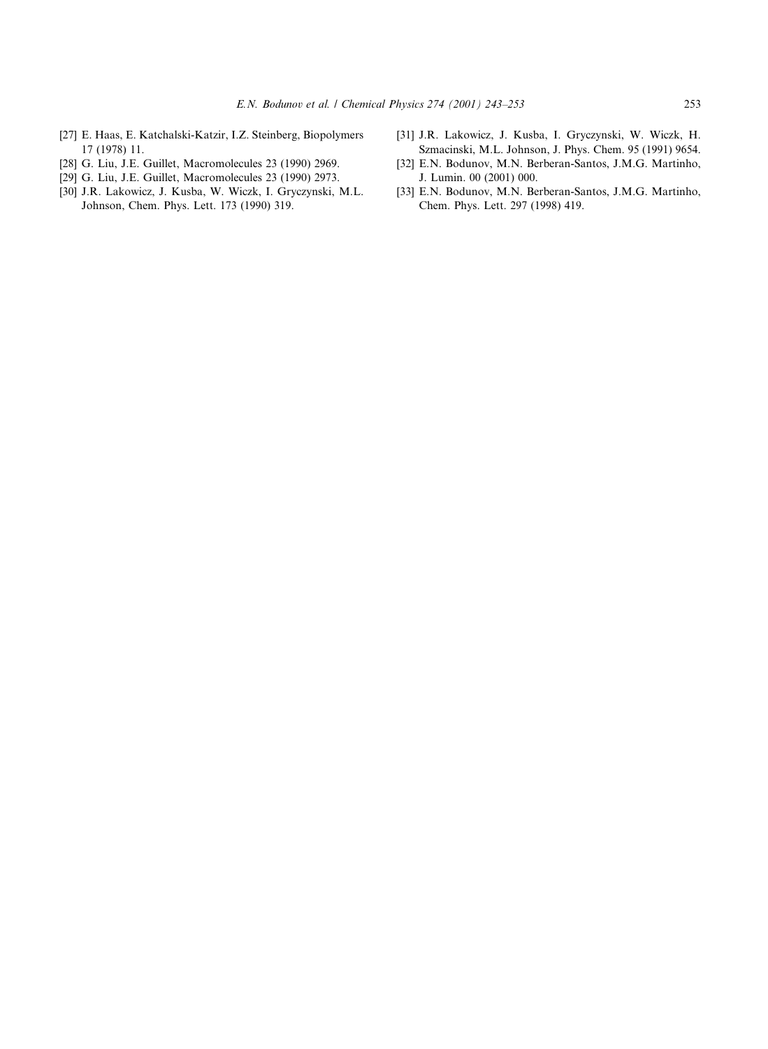[27] E. Haas, E. Katchalski-Katzir, I.Z. Steinberg, Biopolymers 17 (1978) 11.

[28] G. Liu, J.E. Guillet, Macromolecules 23 (1990) 2969.

[29] G. Liu, J.E. Guillet, Macromolecules 23 (1990) 2973.

[30] J.R. Lakowicz, J. Kusba, W. Wiczk, I. Gryczynski, M.L. Johnson, Chem. Phys. Lett. 173 (1990) 319.

[31] J.R. Lakowicz, J. Kusba, I. Gryczynski, W. Wiczk, H. Szmacinski, M.L. Johnson, J. Phys. Chem. 95 (1991) 9654.

[32] E.N. Bodunov, M.N. Berberan-Santos, J.M.G. Martinho, J. Lumin. 00 (2001) 000.

[33] E.N. Bodunov, M.N. Berberan-Santos, J.M.G. Martinho, Chem. Phys. Lett. 297 (1998) 419.